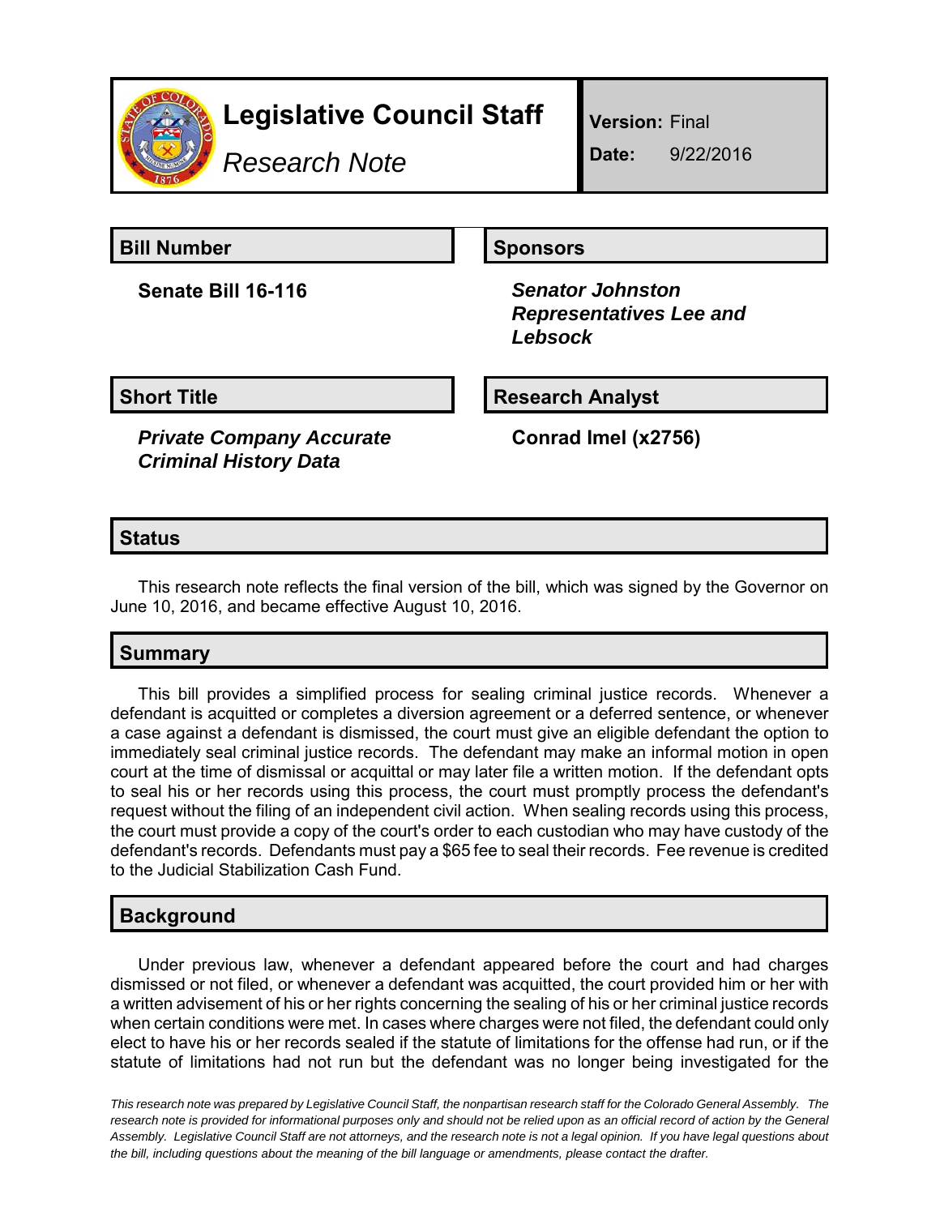# Legislative Council Staff

*Research Note*

**Version:** Final

**Date:** 9/22/2016

## Bill Number

**Senate Bill 16-116**

## Sponsors

***Senator Johnston***
***Representatives Lee and Lebsock***

## Short Title

***Private Company Accurate Criminal History Data***

## Research Analyst

**Conrad Imel (x2756)**

## Status

This research note reflects the final version of the bill, which was signed by the Governor on June 10, 2016, and became effective August 10, 2016.

## Summary

This bill provides a simplified process for sealing criminal justice records. Whenever a defendant is acquitted or completes a diversion agreement or a deferred sentence, or whenever a case against a defendant is dismissed, the court must give an eligible defendant the option to immediately seal criminal justice records. The defendant may make an informal motion in open court at the time of dismissal or acquittal or may later file a written motion. If the defendant opts to seal his or her records using this process, the court must promptly process the defendant's request without the filing of an independent civil action. When sealing records using this process, the court must provide a copy of the court's order to each custodian who may have custody of the defendant's records. Defendants must pay a $65 fee to seal their records. Fee revenue is credited to the Judicial Stabilization Cash Fund.

## Background

Under previous law, whenever a defendant appeared before the court and had charges dismissed or not filed, or whenever a defendant was acquitted, the court provided him or her with a written advisement of his or her rights concerning the sealing of his or her criminal justice records when certain conditions were met. In cases where charges were not filed, the defendant could only elect to have his or her records sealed if the statute of limitations for the offense had run, or if the statute of limitations had not run but the defendant was no longer being investigated for the

*This research note was prepared by Legislative Council Staff, the nonpartisan research staff for the Colorado General Assembly. The research note is provided for informational purposes only and should not be relied upon as an official record of action by the General Assembly. Legislative Council Staff are not attorneys, and the research note is not a legal opinion. If you have legal questions about the bill, including questions about the meaning of the bill language or amendments, please contact the drafter.*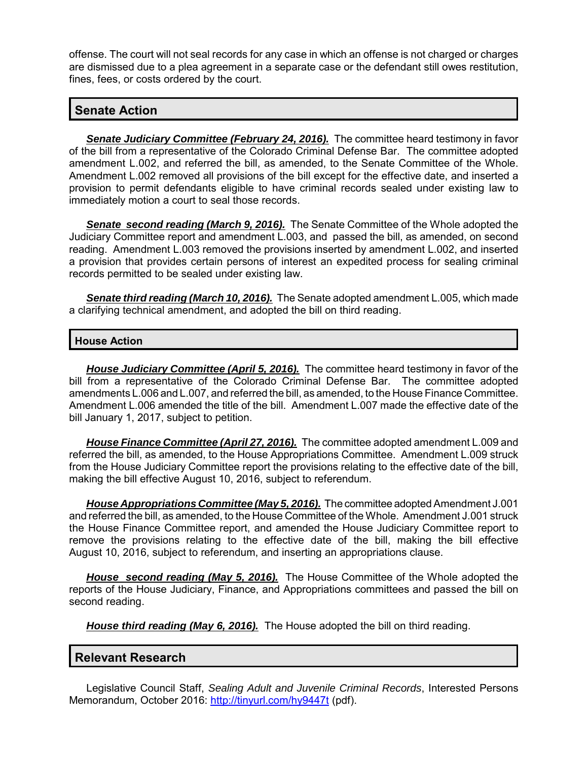offense. The court will not seal records for any case in which an offense is not charged or charges are dismissed due to a plea agreement in a separate case or the defendant still owes restitution, fines, fees, or costs ordered by the court.

## Senate Action

***Senate Judiciary Committee (February 24, 2016).*** The committee heard testimony in favor of the bill from a representative of the Colorado Criminal Defense Bar. The committee adopted amendment L.002, and referred the bill, as amended, to the Senate Committee of the Whole. Amendment L.002 removed all provisions of the bill except for the effective date, and inserted a provision to permit defendants eligible to have criminal records sealed under existing law to immediately motion a court to seal those records.

***Senate second reading (March 9, 2016).*** The Senate Committee of the Whole adopted the Judiciary Committee report and amendment L.003, and passed the bill, as amended, on second reading. Amendment L.003 removed the provisions inserted by amendment L.002, and inserted a provision that provides certain persons of interest an expedited process for sealing criminal records permitted to be sealed under existing law.

***Senate third reading (March 10, 2016).*** The Senate adopted amendment L.005, which made a clarifying technical amendment, and adopted the bill on third reading.

## House Action

***House Judiciary Committee (April 5, 2016).*** The committee heard testimony in favor of the bill from a representative of the Colorado Criminal Defense Bar. The committee adopted amendments L.006 and L.007, and referred the bill, as amended, to the House Finance Committee. Amendment L.006 amended the title of the bill. Amendment L.007 made the effective date of the bill January 1, 2017, subject to petition.

***House Finance Committee (April 27, 2016).*** The committee adopted amendment L.009 and referred the bill, as amended, to the House Appropriations Committee. Amendment L.009 struck from the House Judiciary Committee report the provisions relating to the effective date of the bill, making the bill effective August 10, 2016, subject to referendum.

***House Appropriations Committee (May 5, 2016).*** The committee adopted Amendment J.001 and referred the bill, as amended, to the House Committee of the Whole. Amendment J.001 struck the House Finance Committee report, and amended the House Judiciary Committee report to remove the provisions relating to the effective date of the bill, making the bill effective August 10, 2016, subject to referendum, and inserting an appropriations clause.

***House second reading (May 5, 2016).*** The House Committee of the Whole adopted the reports of the House Judiciary, Finance, and Appropriations committees and passed the bill on second reading.

***House third reading (May 6, 2016).*** The House adopted the bill on third reading.

## Relevant Research

Legislative Council Staff, *Sealing Adult and Juvenile Criminal Records*, Interested Persons Memorandum, October 2016: http://tinyurl.com/hy9447t (pdf).